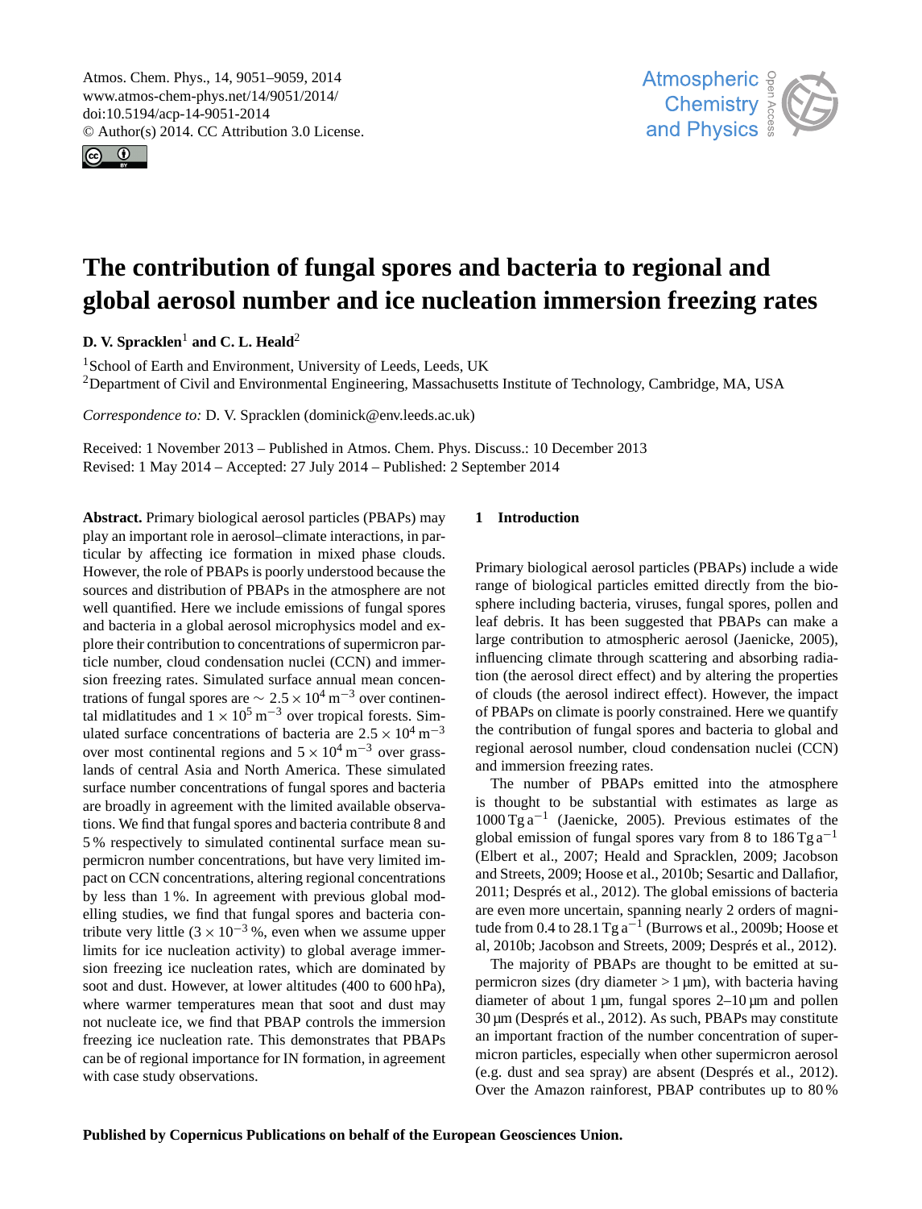# The contribution of fungal spores and bacteria to regional and global aerosol number and ice nucleation immersion freezing rates

**D. V. Spracklen**[1] **and C. L. Heald**[2]

[1]School of Earth and Environment, University of Leeds, Leeds, UK

[2]Department of Civil and Environmental Engineering, Massachusetts Institute of Technology, Cambridge, MA, USA

*Correspondence to:* D. V. Spracklen (dominick@env.leeds.ac.uk)

Received: 1 November 2013 – Published in Atmos. Chem. Phys. Discuss.: 10 December 2013
Revised: 1 May 2014 – Accepted: 27 July 2014 – Published: 2 September 2014

**Abstract.** Primary biological aerosol particles (PBAPs) may play an important role in aerosol–climate interactions, in particular by affecting ice formation in mixed phase clouds. However, the role of PBAPs is poorly understood because the sources and distribution of PBAPs in the atmosphere are not well quantified. Here we include emissions of fungal spores and bacteria in a global aerosol microphysics model and explore their contribution to concentrations of supermicron particle number, cloud condensation nuclei (CCN) and immersion freezing rates. Simulated surface annual mean concentrations of fungal spores are $\sim 2.5\times10^4\,\mathrm{m^{-3}}$ over continental midlatitudes and $1\times10^5\,\mathrm{m^{-3}}$ over tropical forests. Simulated surface concentrations of bacteria are $2.5\times10^4\,\mathrm{m^{-3}}$ over most continental regions and $5\times10^4\,\mathrm{m^{-3}}$ over grasslands of central Asia and North America. These simulated surface number concentrations of fungal spores and bacteria are broadly in agreement with the limited available observations. We find that fungal spores and bacteria contribute 8 and 5 % respectively to simulated continental surface mean supermicron number concentrations, but have very limited impact on CCN concentrations, altering regional concentrations by less than 1 %. In agreement with previous global modelling studies, we find that fungal spores and bacteria contribute very little ($3\times10^{-3}$ %, even when we assume upper limits for ice nucleation activity) to global average immersion freezing ice nucleation rates, which are dominated by soot and dust. However, at lower altitudes (400 to 600 hPa), where warmer temperatures mean that soot and dust may not nucleate ice, we find that PBAP controls the immersion freezing ice nucleation rate. This demonstrates that PBAPs can be of regional importance for IN formation, in agreement with case study observations.

## 1 Introduction

Primary biological aerosol particles (PBAPs) include a wide range of biological particles emitted directly from the biosphere including bacteria, viruses, fungal spores, pollen and leaf debris. It has been suggested that PBAPs can make a large contribution to atmospheric aerosol (Jaenicke, 2005), influencing climate through scattering and absorbing radiation (the aerosol direct effect) and by altering the properties of clouds (the aerosol indirect effect). However, the impact of PBAPs on climate is poorly constrained. Here we quantify the contribution of fungal spores and bacteria to global and regional aerosol number, cloud condensation nuclei (CCN) and immersion freezing rates.

The number of PBAPs emitted into the atmosphere is thought to be substantial with estimates as large as $1000\,\mathrm{Tg\,a^{-1}}$ (Jaenicke, 2005). Previous estimates of the global emission of fungal spores vary from 8 to $186\,\mathrm{Tg\,a^{-1}}$ (Elbert et al., 2007; Heald and Spracklen, 2009; Jacobson and Streets, 2009; Hoose et al., 2010b; Sesartic and Dallafior, 2011; Després et al., 2012). The global emissions of bacteria are even more uncertain, spanning nearly 2 orders of magnitude from 0.4 to $28.1\,\mathrm{Tg\,a^{-1}}$ (Burrows et al., 2009b; Hoose et al, 2010b; Jacobson and Streets, 2009; Després et al., 2012).

The majority of PBAPs are thought to be emitted at supermicron sizes (dry diameter $>1\,\mathrm{\mu m}$), with bacteria having diameter of about $1\,\mathrm{\mu m}$, fungal spores 2–10 $\mathrm{\mu m}$ and pollen $30\,\mathrm{\mu m}$ (Després et al., 2012). As such, PBAPs may constitute an important fraction of the number concentration of supermicron particles, especially when other supermicron aerosol (e.g. dust and sea spray) are absent (Després et al., 2012). Over the Amazon rainforest, PBAP contributes up to 80 %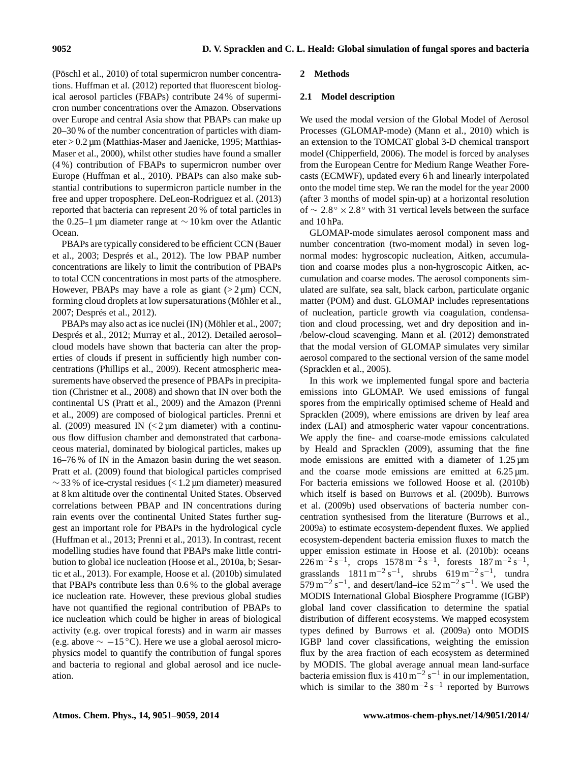(Pöschl et al., 2010) of total supermicron number concentrations. Huffman et al. (2012) reported that fluorescent biological aerosol particles (FBAPs) contribute 24 % of supermicron number concentrations over the Amazon. Observations over Europe and central Asia show that PBAPs can make up 20–30 % of the number concentration of particles with diameter > 0.2 µm (Matthias-Maser and Jaenicke, 1995; Matthias-Maser et al., 2000), whilst other studies have found a smaller (4 %) contribution of FBAPs to supermicron number over Europe (Huffman et al., 2010). PBAPs can also make substantial contributions to supermicron particle number in the free and upper troposphere. DeLeon-Rodriguez et al. (2013) reported that bacteria can represent 20 % of total particles in the 0.25–1 µm diameter range at ∼ 10 km over the Atlantic Ocean.

PBAPs are typically considered to be efficient CCN (Bauer et al., 2003; Després et al., 2012). The low PBAP number concentrations are likely to limit the contribution of PBAPs to total CCN concentrations in most parts of the atmosphere. However, PBAPs may have a role as giant (> 2 µm) CCN, forming cloud droplets at low supersaturations (Möhler et al., 2007; Després et al., 2012).

PBAPs may also act as ice nuclei (IN) (Möhler et al., 2007; Després et al., 2012; Murray et al., 2012). Detailed aerosol–cloud models have shown that bacteria can alter the properties of clouds if present in sufficiently high number concentrations (Phillips et al., 2009). Recent atmospheric measurements have observed the presence of PBAPs in precipitation (Christner et al., 2008) and shown that IN over both the continental US (Pratt et al., 2009) and the Amazon (Prenni et al., 2009) are composed of biological particles. Prenni et al. (2009) measured IN (< 2 µm diameter) with a continuous flow diffusion chamber and demonstrated that carbonaceous material, dominated by biological particles, makes up 16–76 % of IN in the Amazon basin during the wet season. Pratt et al. (2009) found that biological particles comprised ∼ 33 % of ice-crystal residues (< 1.2 µm diameter) measured at 8 km altitude over the continental United States. Observed correlations between PBAP and IN concentrations during rain events over the continental United States further suggest an important role for PBAPs in the hydrological cycle (Huffman et al., 2013; Prenni et al., 2013). In contrast, recent modelling studies have found that PBAPs make little contribution to global ice nucleation (Hoose et al., 2010a, b; Sesartic et al., 2013). For example, Hoose et al. (2010b) simulated that PBAPs contribute less than 0.6 % to the global average ice nucleation rate. However, these previous global studies have not quantified the regional contribution of PBAPs to ice nucleation which could be higher in areas of biological activity (e.g. over tropical forests) and in warm air masses (e.g. above ∼ −15 °C). Here we use a global aerosol microphysics model to quantify the contribution of fungal spores and bacteria to regional and global aerosol and ice nucleation.

## 2 Methods

### 2.1 Model description

We used the modal version of the Global Model of Aerosol Processes (GLOMAP-mode) (Mann et al., 2010) which is an extension to the TOMCAT global 3-D chemical transport model (Chipperfield, 2006). The model is forced by analyses from the European Centre for Medium Range Weather Forecasts (ECMWF), updated every 6 h and linearly interpolated onto the model time step. We ran the model for the year 2000 (after 3 months of model spin-up) at a horizontal resolution of $\sim 2.8^\circ \times 2.8^\circ$ with 31 vertical levels between the surface and 10 hPa.

GLOMAP-mode simulates aerosol component mass and number concentration (two-moment modal) in seven log-normal modes: hygroscopic nucleation, Aitken, accumulation and coarse modes plus a non-hygroscopic Aitken, accumulation and coarse modes. The aerosol components simulated are sulfate, sea salt, black carbon, particulate organic matter (POM) and dust. GLOMAP includes representations of nucleation, particle growth via coagulation, condensation and cloud processing, wet and dry deposition and in-/below-cloud scavenging. Mann et al. (2012) demonstrated that the modal version of GLOMAP simulates very similar aerosol compared to the sectional version of the same model (Spracklen et al., 2005).

In this work we implemented fungal spore and bacteria emissions into GLOMAP. We used emissions of fungal spores from the empirically optimised scheme of Heald and Spracklen (2009), where emissions are driven by leaf area index (LAI) and atmospheric water vapour concentrations. We apply the fine- and coarse-mode emissions calculated by Heald and Spracklen (2009), assuming that the fine mode emissions are emitted with a diameter of 1.25 µm and the coarse mode emissions are emitted at 6.25 µm. For bacteria emissions we followed Hoose et al. (2010b) which itself is based on Burrows et al. (2009b). Burrows et al. (2009b) used observations of bacteria number concentration synthesised from the literature (Burrows et al., 2009a) to estimate ecosystem-dependent fluxes. We applied ecosystem-dependent bacteria emission fluxes to match the upper emission estimate in Hoose et al. (2010b): oceans $226\,\mathrm{m^{-2}\,s^{-1}}$, crops $1578\,\mathrm{m^{-2}\,s^{-1}}$, forests $187\,\mathrm{m^{-2}\,s^{-1}}$, grasslands $1811\,\mathrm{m^{-2}\,s^{-1}}$, shrubs $619\,\mathrm{m^{-2}\,s^{-1}}$, tundra $579\,\mathrm{m^{-2}\,s^{-1}}$, and desert/land–ice $52\,\mathrm{m^{-2}\,s^{-1}}$. We used the MODIS International Global Biosphere Programme (IGBP) global land cover classification to determine the spatial distribution of different ecosystems. We mapped ecosystem types defined by Burrows et al. (2009a) onto MODIS IGBP land cover classifications, weighting the emission flux by the area fraction of each ecosystem as determined by MODIS. The global average annual mean land-surface bacteria emission flux is $410\,\mathrm{m^{-2}\,s^{-1}}$ in our implementation, which is similar to the $380\,\mathrm{m^{-2}\,s^{-1}}$ reported by Burrows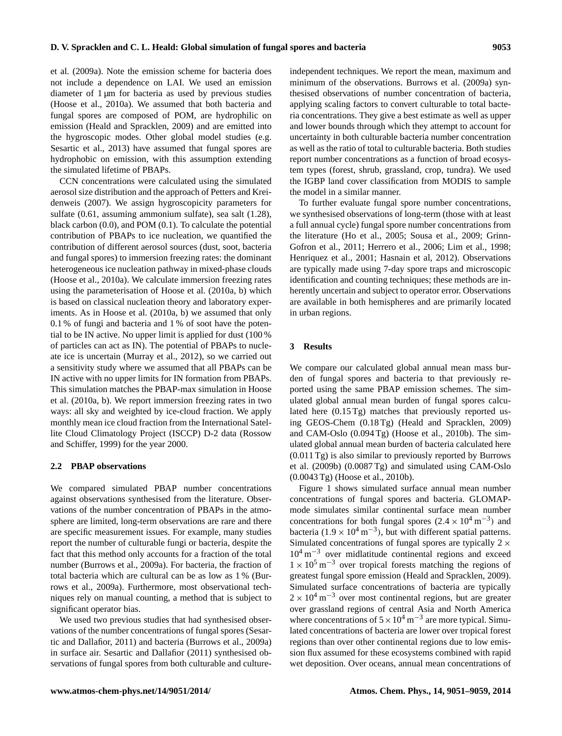et al. (2009a). Note the emission scheme for bacteria does not include a dependence on LAI. We used an emission diameter of 1 µm for bacteria as used by previous studies (Hoose et al., 2010a). We assumed that both bacteria and fungal spores are composed of POM, are hydrophilic on emission (Heald and Spracklen, 2009) and are emitted into the hygroscopic modes. Other global model studies (e.g. Sesartic et al., 2013) have assumed that fungal spores are hydrophobic on emission, with this assumption extending the simulated lifetime of PBAPs.

CCN concentrations were calculated using the simulated aerosol size distribution and the approach of Petters and Kreidenweis (2007). We assign hygroscopicity parameters for sulfate (0.61, assuming ammonium sulfate), sea salt (1.28), black carbon (0.0), and POM (0.1). To calculate the potential contribution of PBAPs to ice nucleation, we quantified the contribution of different aerosol sources (dust, soot, bacteria and fungal spores) to immersion freezing rates: the dominant heterogeneous ice nucleation pathway in mixed-phase clouds (Hoose et al., 2010a). We calculate immersion freezing rates using the parameterisation of Hoose et al. (2010a, b) which is based on classical nucleation theory and laboratory experiments. As in Hoose et al. (2010a, b) we assumed that only 0.1 % of fungi and bacteria and 1 % of soot have the potential to be IN active. No upper limit is applied for dust (100 % of particles can act as IN). The potential of PBAPs to nucleate ice is uncertain (Murray et al., 2012), so we carried out a sensitivity study where we assumed that all PBAPs can be IN active with no upper limits for IN formation from PBAPs. This simulation matches the PBAP-max simulation in Hoose et al. (2010a, b). We report immersion freezing rates in two ways: all sky and weighted by ice-cloud fraction. We apply monthly mean ice cloud fraction from the International Satellite Cloud Climatology Project (ISCCP) D-2 data (Rossow and Schiffer, 1999) for the year 2000.

### 2.2 PBAP observations

We compared simulated PBAP number concentrations against observations synthesised from the literature. Observations of the number concentration of PBAPs in the atmosphere are limited, long-term observations are rare and there are specific measurement issues. For example, many studies report the number of culturable fungi or bacteria, despite the fact that this method only accounts for a fraction of the total number (Burrows et al., 2009a). For bacteria, the fraction of total bacteria which are cultural can be as low as 1 % (Burrows et al., 2009a). Furthermore, most observational techniques rely on manual counting, a method that is subject to significant operator bias.

We used two previous studies that had synthesised observations of the number concentrations of fungal spores (Sesartic and Dallafior, 2011) and bacteria (Burrows et al., 2009a) in surface air. Sesartic and Dallafior (2011) synthesised observations of fungal spores from both culturable and culture-independent techniques. We report the mean, maximum and minimum of the observations. Burrows et al. (2009a) synthesised observations of number concentration of bacteria, applying scaling factors to convert culturable to total bacteria concentrations. They give a best estimate as well as upper and lower bounds through which they attempt to account for uncertainty in both culturable bacteria number concentration as well as the ratio of total to culturable bacteria. Both studies report number concentrations as a function of broad ecosystem types (forest, shrub, grassland, crop, tundra). We used the IGBP land cover classification from MODIS to sample the model in a similar manner.

To further evaluate fungal spore number concentrations, we synthesised observations of long-term (those with at least a full annual cycle) fungal spore number concentrations from the literature (Ho et al., 2005; Sousa et al., 2009; Grinn-Gofron et al., 2011; Herrero et al., 2006; Lim et al., 1998; Henriquez et al., 2001; Hasnain et al, 2012). Observations are typically made using 7-day spore traps and microscopic identification and counting techniques; these methods are inherently uncertain and subject to operator error. Observations are available in both hemispheres and are primarily located in urban regions.

## 3 Results

We compare our calculated global annual mean mass burden of fungal spores and bacteria to that previously reported using the same PBAP emission schemes. The simulated global annual mean burden of fungal spores calculated here (0.15 Tg) matches that previously reported using GEOS-Chem (0.18 Tg) (Heald and Spracklen, 2009) and CAM-Oslo (0.094 Tg) (Hoose et al., 2010b). The simulated global annual mean burden of bacteria calculated here (0.011 Tg) is also similar to previously reported by Burrows et al. (2009b) (0.0087 Tg) and simulated using CAM-Oslo (0.0043 Tg) (Hoose et al., 2010b).

Figure 1 shows simulated surface annual mean number concentrations of fungal spores and bacteria. GLOMAP-mode simulates similar continental surface mean number concentrations for both fungal spores ($2.4 \times 10^4\,\mathrm{m^{-3}}$) and bacteria ($1.9 \times 10^4\,\mathrm{m^{-3}}$), but with different spatial patterns. Simulated concentrations of fungal spores are typically $2 \times 10^4\,\mathrm{m^{-3}}$ over midlatitude continental regions and exceed $1 \times 10^5\,\mathrm{m^{-3}}$ over tropical forests matching the regions of greatest fungal spore emission (Heald and Spracklen, 2009). Simulated surface concentrations of bacteria are typically $2 \times 10^4\,\mathrm{m^{-3}}$ over most continental regions, but are greater over grassland regions of central Asia and North America where concentrations of $5 \times 10^4\,\mathrm{m^{-3}}$ are more typical. Simulated concentrations of bacteria are lower over tropical forest regions than over other continental regions due to low emission flux assumed for these ecosystems combined with rapid wet deposition. Over oceans, annual mean concentrations of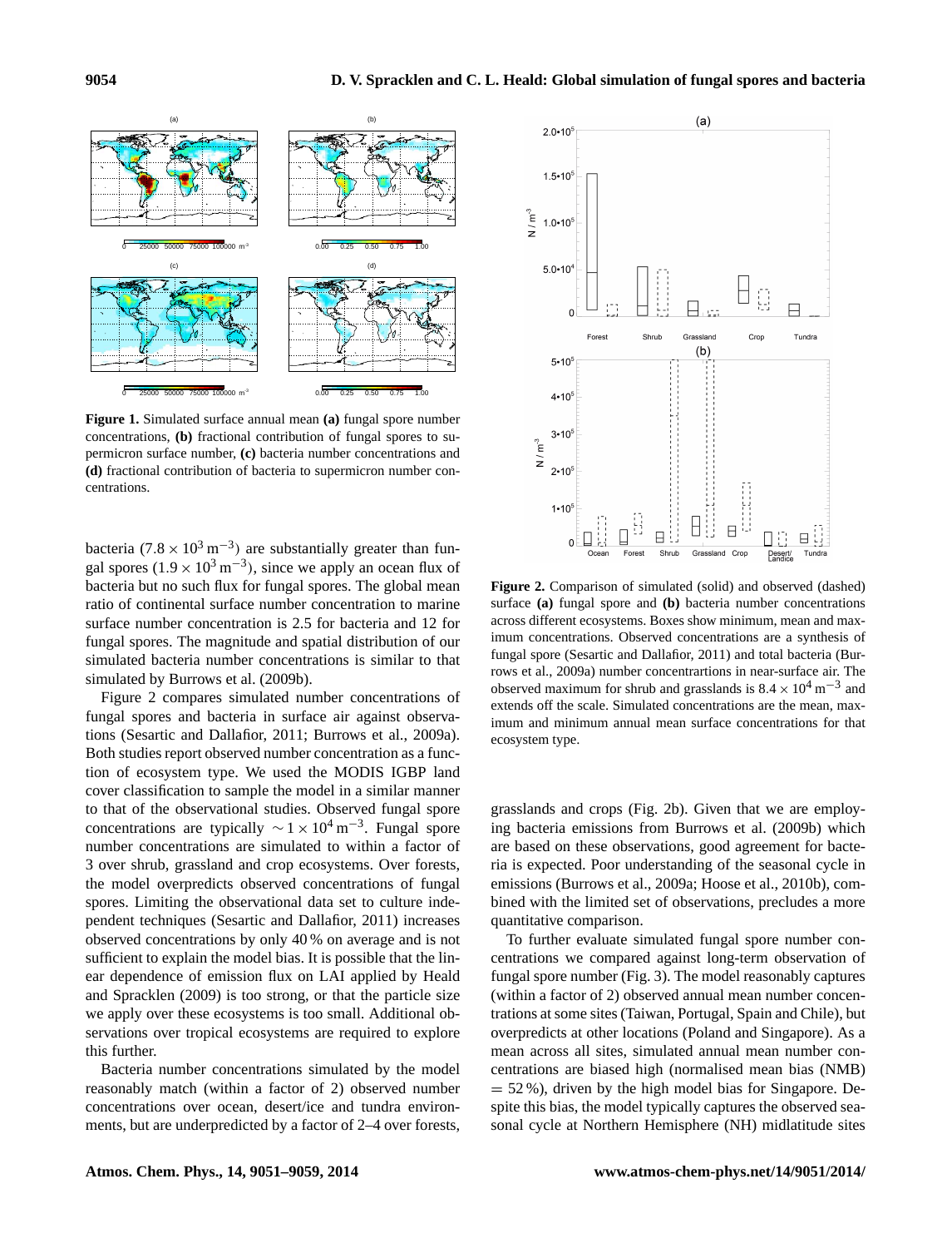**Figure 1.** Simulated surface annual mean **(a)** fungal spore number concentrations, **(b)** fractional contribution of fungal spores to supermicron surface number, **(c)** bacteria number concentrations and **(d)** fractional contribution of bacteria to supermicron number concentrations.

**Figure 2.** Comparison of simulated (solid) and observed (dashed) surface **(a)** fungal spore and **(b)** bacteria number concentrations across different ecosystems. Boxes show minimum, mean and maximum concentrations. Observed concentrations are a synthesis of fungal spore (Sesartic and Dallafior, 2011) and total bacteria (Burrows et al., 2009a) number concentrartions in near-surface air. The observed maximum for shrub and grasslands is $8.4 \times 10^4\,\mathrm{m}^{-3}$ and extends off the scale. Simulated concentrations are the mean, maximum and minimum annual mean surface concentrations for that ecosystem type.

bacteria ($7.8 \times 10^3\,\mathrm{m}^{-3}$) are substantially greater than fungal spores ($1.9 \times 10^3\,\mathrm{m}^{-3}$), since we apply an ocean flux of bacteria but no such flux for fungal spores. The global mean ratio of continental surface number concentration to marine surface number concentration is 2.5 for bacteria and 12 for fungal spores. The magnitude and spatial distribution of our simulated bacteria number concentrations is similar to that simulated by Burrows et al. (2009b).

Figure 2 compares simulated number concentrations of fungal spores and bacteria in surface air against observations (Sesartic and Dallafior, 2011; Burrows et al., 2009a). Both studies report observed number concentration as a function of ecosystem type. We used the MODIS IGBP land cover classification to sample the model in a similar manner to that of the observational studies. Observed fungal spore concentrations are typically $\sim 1 \times 10^4\,\mathrm{m}^{-3}$. Fungal spore number concentrations are simulated to within a factor of 3 over shrub, grassland and crop ecosystems. Over forests, the model overpredicts observed concentrations of fungal spores. Limiting the observational data set to culture independent techniques (Sesartic and Dallafior, 2011) increases observed concentrations by only 40 % on average and is not sufficient to explain the model bias. It is possible that the linear dependence of emission flux on LAI applied by Heald and Spracklen (2009) is too strong, or that the particle size we apply over these ecosystems is too small. Additional observations over tropical ecosystems are required to explore this further.

Bacteria number concentrations simulated by the model reasonably match (within a factor of 2) observed number concentrations over ocean, desert/ice and tundra environments, but are underpredicted by a factor of 2–4 over forests, grasslands and crops (Fig. 2b). Given that we are employing bacteria emissions from Burrows et al. (2009b) which are based on these observations, good agreement for bacteria is expected. Poor understanding of the seasonal cycle in emissions (Burrows et al., 2009a; Hoose et al., 2010b), combined with the limited set of observations, precludes a more quantitative comparison.

To further evaluate simulated fungal spore number concentrations we compared against long-term observation of fungal spore number (Fig. 3). The model reasonably captures (within a factor of 2) observed annual mean number concentrations at some sites (Taiwan, Portugal, Spain and Chile), but overpredicts at other locations (Poland and Singapore). As a mean across all sites, simulated annual mean number concentrations are biased high (normalised mean bias (NMB) = 52 %), driven by the high model bias for Singapore. Despite this bias, the model typically captures the observed seasonal cycle at Northern Hemisphere (NH) midlatitude sites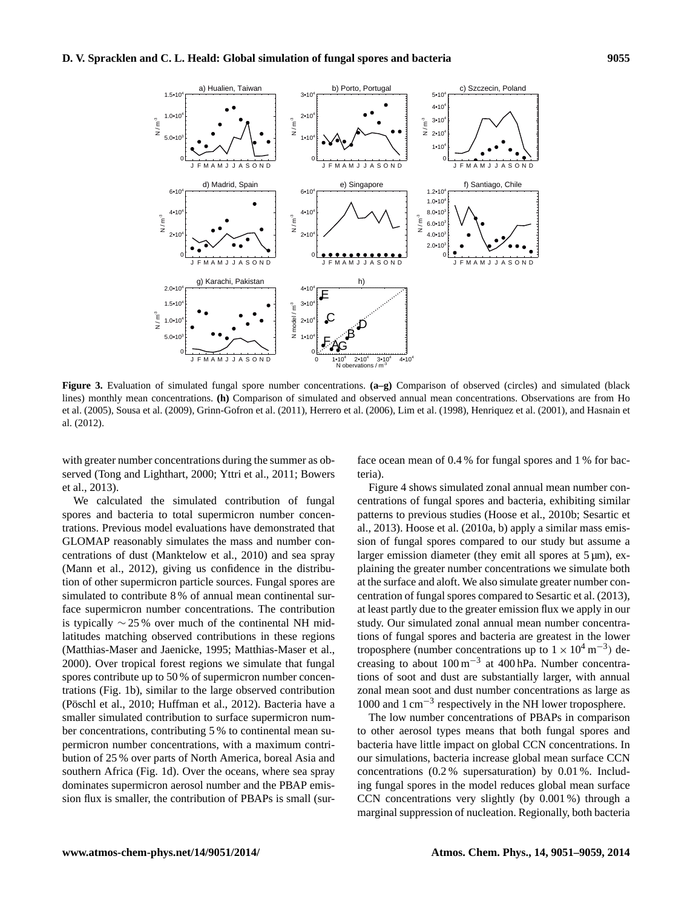**Figure 3.** Evaluation of simulated fungal spore number concentrations. **(a–g)** Comparison of observed (circles) and simulated (black lines) monthly mean concentrations. **(h)** Comparison of simulated and observed annual mean concentrations. Observations are from Ho et al. (2005), Sousa et al. (2009), Grinn-Gofron et al. (2011), Herrero et al. (2006), Lim et al. (1998), Henriquez et al. (2001), and Hasnain et al. (2012).

with greater number concentrations during the summer as observed (Tong and Lighthart, 2000; Yttri et al., 2011; Bowers et al., 2013).

We calculated the simulated contribution of fungal spores and bacteria to total supermicron number concentrations. Previous model evaluations have demonstrated that GLOMAP reasonably simulates the mass and number concentrations of dust (Manktelow et al., 2010) and sea spray (Mann et al., 2012), giving us confidence in the distribution of other supermicron particle sources. Fungal spores are simulated to contribute 8 % of annual mean continental surface supermicron number concentrations. The contribution is typically $\sim 25$ % over much of the continental NH midlatitudes matching observed contributions in these regions (Matthias-Maser and Jaenicke, 1995; Matthias-Maser et al., 2000). Over tropical forest regions we simulate that fungal spores contribute up to 50 % of supermicron number concentrations (Fig. 1b), similar to the large observed contribution (Pöschl et al., 2010; Huffman et al., 2012). Bacteria have a smaller simulated contribution to surface supermicron number concentrations, contributing 5 % to continental mean supermicron number concentrations, with a maximum contribution of 25 % over parts of North America, boreal Asia and southern Africa (Fig. 1d). Over the oceans, where sea spray dominates supermicron aerosol number and the PBAP emission flux is smaller, the contribution of PBAPs is small (surface ocean mean of 0.4 % for fungal spores and 1 % for bacteria).

Figure 4 shows simulated zonal annual mean number concentrations of fungal spores and bacteria, exhibiting similar patterns to previous studies (Hoose et al., 2010b; Sesartic et al., 2013). Hoose et al. (2010a, b) apply a similar mass emission of fungal spores compared to our study but assume a larger emission diameter (they emit all spores at 5 µm), explaining the greater number concentrations we simulate both at the surface and aloft. We also simulate greater number concentration of fungal spores compared to Sesartic et al. (2013), at least partly due to the greater emission flux we apply in our study. Our simulated zonal annual mean number concentrations of fungal spores and bacteria are greatest in the lower troposphere (number concentrations up to $1 \times 10^4\,\mathrm{m}^{-3}$) decreasing to about $100\,\mathrm{m}^{-3}$ at 400 hPa. Number concentrations of soot and dust are substantially larger, with annual zonal mean soot and dust number concentrations as large as 1000 and $1\,\mathrm{cm}^{-3}$ respectively in the NH lower troposphere.

The low number concentrations of PBAPs in comparison to other aerosol types means that both fungal spores and bacteria have little impact on global CCN concentrations. In our simulations, bacteria increase global mean surface CCN concentrations (0.2 % supersaturation) by 0.01 %. Including fungal spores in the model reduces global mean surface CCN concentrations very slightly (by 0.001 %) through a marginal suppression of nucleation. Regionally, both bacteria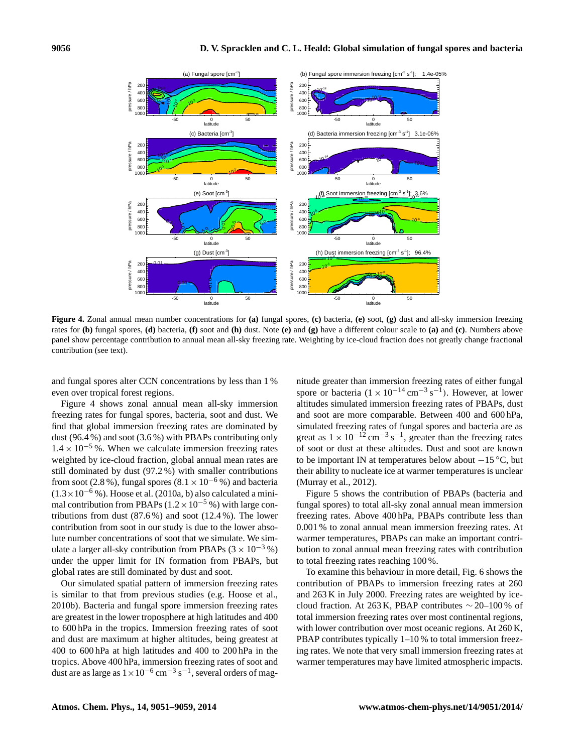**Figure 4.** Zonal annual mean number concentrations for **(a)** fungal spores, **(c)** bacteria, **(e)** soot, **(g)** dust and all-sky immersion freezing rates for **(b)** fungal spores, **(d)** bacteria, **(f)** soot and **(h)** dust. Note **(e)** and **(g)** have a different colour scale to **(a)** and **(c)**. Numbers above panel show percentage contribution to annual mean all-sky freezing rate. Weighting by ice-cloud fraction does not greatly change fractional contribution (see text).

and fungal spores alter CCN concentrations by less than 1 % even over tropical forest regions.

Figure 4 shows zonal annual mean all-sky immersion freezing rates for fungal spores, bacteria, soot and dust. We find that global immersion freezing rates are dominated by dust (96.4 %) and soot (3.6 %) with PBAPs contributing only $1.4 \times 10^{-5}$ %. When we calculate immersion freezing rates weighted by ice-cloud fraction, global annual mean rates are still dominated by dust (97.2 %) with smaller contributions from soot (2.8 %), fungal spores ($8.1 \times 10^{-6}$ %) and bacteria ($1.3 \times 10^{-6}$ %). Hoose et al. (2010a, b) also calculated a minimal contribution from PBAPs ($1.2 \times 10^{-5}$ %) with large contributions from dust (87.6 %) and soot (12.4 %). The lower contribution from soot in our study is due to the lower absolute number concentrations of soot that we simulate. We simulate a larger all-sky contribution from PBAPs ($3 \times 10^{-3}$ %) under the upper limit for IN formation from PBAPs, but global rates are still dominated by dust and soot.

Our simulated spatial pattern of immersion freezing rates is similar to that from previous studies (e.g. Hoose et al., 2010b). Bacteria and fungal spore immersion freezing rates are greatest in the lower troposphere at high latitudes and 400 to 600 hPa in the tropics. Immersion freezing rates of soot and dust are maximum at higher altitudes, being greatest at 400 to 600 hPa at high latitudes and 400 to 200 hPa in the tropics. Above 400 hPa, immersion freezing rates of soot and dust are as large as $1 \times 10^{-6}$ cm$^{-3}$ s$^{-1}$, several orders of magnitude greater than immersion freezing rates of either fungal spore or bacteria ($1 \times 10^{-14}$ cm$^{-3}$ s$^{-1}$). However, at lower altitudes simulated immersion freezing rates of PBAPs, dust and soot are more comparable. Between 400 and 600 hPa, simulated freezing rates of fungal spores and bacteria are as great as $1 \times 10^{-12}$ cm$^{-3}$ s$^{-1}$, greater than the freezing rates of soot or dust at these altitudes. Dust and soot are known to be important IN at temperatures below about $-15$ °C, but their ability to nucleate ice at warmer temperatures is unclear (Murray et al., 2012).

Figure 5 shows the contribution of PBAPs (bacteria and fungal spores) to total all-sky zonal annual mean immersion freezing rates. Above 400 hPa, PBAPs contribute less than 0.001 % to zonal annual mean immersion freezing rates. At warmer temperatures, PBAPs can make an important contribution to zonal annual mean freezing rates with contribution to total freezing rates reaching 100 %.

To examine this behaviour in more detail, Fig. 6 shows the contribution of PBAPs to immersion freezing rates at 260 and 263 K in July 2000. Freezing rates are weighted by ice-cloud fraction. At 263 K, PBAP contributes ∼ 20–100 % of total immersion freezing rates over most continental regions, with lower contribution over most oceanic regions. At 260 K, PBAP contributes typically 1–10 % to total immersion freezing rates. We note that very small immersion freezing rates at warmer temperatures may have limited atmospheric impacts.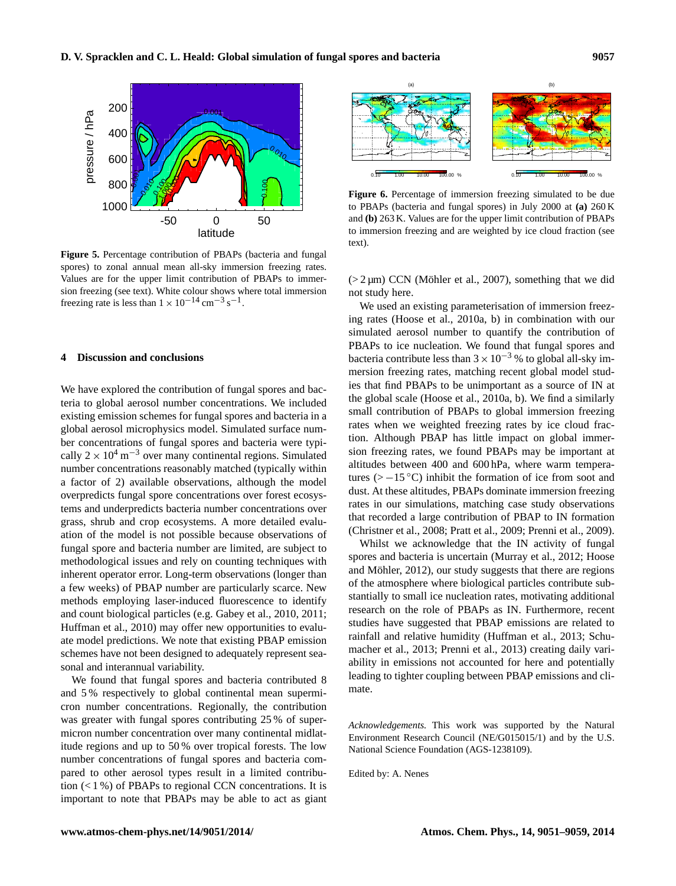**Figure 5.** Percentage contribution of PBAPs (bacteria and fungal spores) to zonal annual mean all-sky immersion freezing rates. Values are for the upper limit contribution of PBAPs to immersion freezing (see text). White colour shows where total immersion freezing rate is less than $1 \times 10^{-14}\,\text{cm}^{-3}\,\text{s}^{-1}$.

**Figure 6.** Percentage of immersion freezing simulated to be due to PBAPs (bacteria and fungal spores) in July 2000 at **(a)** 260 K and **(b)** 263 K. Values are for the upper limit contribution of PBAPs to immersion freezing and are weighted by ice cloud fraction (see text).

## 4 Discussion and conclusions

We have explored the contribution of fungal spores and bacteria to global aerosol number concentrations. We included existing emission schemes for fungal spores and bacteria in a global aerosol microphysics model. Simulated surface number concentrations of fungal spores and bacteria were typically $2 \times 10^4\,\text{m}^{-3}$ over many continental regions. Simulated number concentrations reasonably matched (typically within a factor of 2) available observations, although the model overpredicts fungal spore concentrations over forest ecosystems and underpredicts bacteria number concentrations over grass, shrub and crop ecosystems. A more detailed evaluation of the model is not possible because observations of fungal spore and bacteria number are limited, are subject to methodological issues and rely on counting techniques with inherent operator error. Long-term observations (longer than a few weeks) of PBAP number are particularly scarce. New methods employing laser-induced fluorescence to identify and count biological particles (e.g. Gabey et al., 2010, 2011; Huffman et al., 2010) may offer new opportunities to evaluate model predictions. We note that existing PBAP emission schemes have not been designed to adequately represent seasonal and interannual variability.

We found that fungal spores and bacteria contributed 8 and 5 % respectively to global continental mean supermicron number concentrations. Regionally, the contribution was greater with fungal spores contributing 25 % of supermicron number concentration over many continental midlatitude regions and up to 50 % over tropical forests. The low number concentrations of fungal spores and bacteria compared to other aerosol types result in a limited contribution (< 1 %) of PBAPs to regional CCN concentrations. It is important to note that PBAPs may be able to act as giant (> 2 µm) CCN (Möhler et al., 2007), something that we did not study here.

We used an existing parameterisation of immersion freezing rates (Hoose et al., 2010a, b) in combination with our simulated aerosol number to quantify the contribution of PBAPs to ice nucleation. We found that fungal spores and bacteria contribute less than $3 \times 10^{-3}$ % to global all-sky immersion freezing rates, matching recent global model studies that find PBAPs to be unimportant as a source of IN at the global scale (Hoose et al., 2010a, b). We find a similarly small contribution of PBAPs to global immersion freezing rates when we weighted freezing rates by ice cloud fraction. Although PBAP has little impact on global immersion freezing rates, we found PBAPs may be important at altitudes between 400 and 600 hPa, where warm temperatures (> −15 °C) inhibit the formation of ice from soot and dust. At these altitudes, PBAPs dominate immersion freezing rates in our simulations, matching case study observations that recorded a large contribution of PBAP to IN formation (Christner et al., 2008; Pratt et al., 2009; Prenni et al., 2009).

Whilst we acknowledge that the IN activity of fungal spores and bacteria is uncertain (Murray et al., 2012; Hoose and Möhler, 2012), our study suggests that there are regions of the atmosphere where biological particles contribute substantially to small ice nucleation rates, motivating additional research on the role of PBAPs as IN. Furthermore, recent studies have suggested that PBAP emissions are related to rainfall and relative humidity (Huffman et al., 2013; Schumacher et al., 2013; Prenni et al., 2013) creating daily variability in emissions not accounted for here and potentially leading to tighter coupling between PBAP emissions and climate.

*Acknowledgements.* This work was supported by the Natural Environment Research Council (NE/G015015/1) and by the U.S. National Science Foundation (AGS-1238109).

Edited by: A. Nenes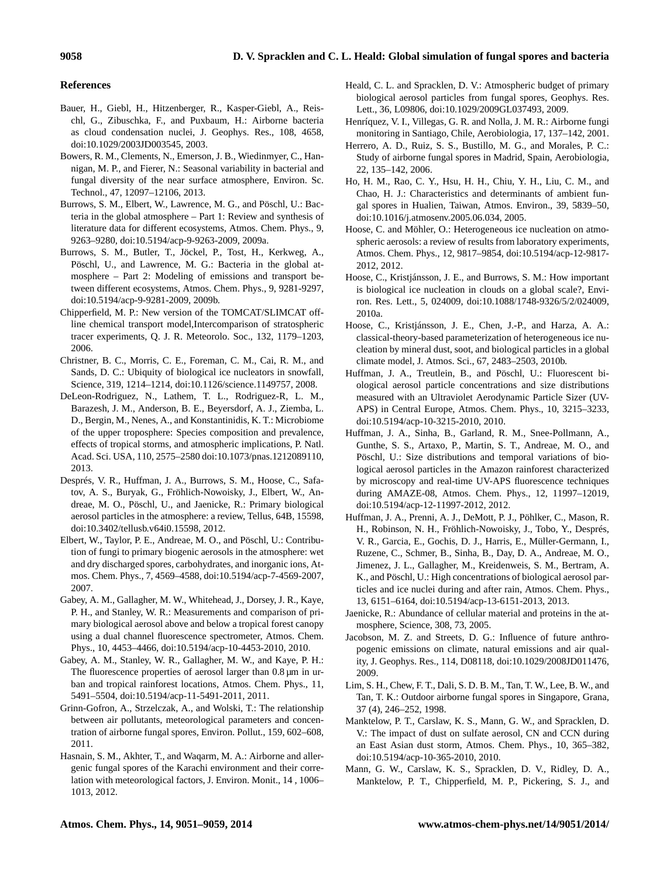## References

Bauer, H., Giebl, H., Hitzenberger, R., Kasper-Giebl, A., Reischl, G., Zibuschka, F., and Puxbaum, H.: Airborne bacteria as cloud condensation nuclei, J. Geophys. Res., 108, 4658, doi:10.1029/2003JD003545, 2003.

Bowers, R. M., Clements, N., Emerson, J. B., Wiedinmyer, C., Hannigan, M. P., and Fierer, N.: Seasonal variability in bacterial and fungal diversity of the near surface atmosphere, Environ. Sc. Technol., 47, 12097–12106, 2013.

Burrows, S. M., Elbert, W., Lawrence, M. G., and Pöschl, U.: Bacteria in the global atmosphere – Part 1: Review and synthesis of literature data for different ecosystems, Atmos. Chem. Phys., 9, 9263–9280, doi:10.5194/acp-9-9263-2009, 2009a.

Burrows, S. M., Butler, T., Jöckel, P., Tost, H., Kerkweg, A., Pöschl, U., and Lawrence, M. G.: Bacteria in the global atmosphere – Part 2: Modeling of emissions and transport between different ecosystems, Atmos. Chem. Phys., 9, 9281-9297, doi:10.5194/acp-9-9281-2009, 2009b.

Chipperfield, M. P.: New version of the TOMCAT/SLIMCAT offline chemical transport model,Intercomparison of stratospheric tracer experiments, Q. J. R. Meteorolo. Soc., 132, 1179–1203, 2006.

Christner, B. C., Morris, C. E., Foreman, C. M., Cai, R. M., and Sands, D. C.: Ubiquity of biological ice nucleators in snowfall, Science, 319, 1214–1214, doi:10.1126/science.1149757, 2008.

DeLeon-Rodriguez, N., Lathem, T. L., Rodriguez-R, L. M., Barazesh, J. M., Anderson, B. E., Beyersdorf, A. J., Ziemba, L. D., Bergin, M., Nenes, A., and Konstantinidis, K. T.: Microbiome of the upper troposphere: Species composition and prevalence, effects of tropical storms, and atmospheric implications, P. Natl. Acad. Sci. USA, 110, 2575–2580 doi:10.1073/pnas.1212089110, 2013.

Després, V. R., Huffman, J. A., Burrows, S. M., Hoose, C., Safatov, A. S., Buryak, G., Fröhlich-Nowoisky, J., Elbert, W., Andreae, M. O., Pöschl, U., and Jaenicke, R.: Primary biological aerosol particles in the atmosphere: a review, Tellus, 64B, 15598, doi:10.3402/tellusb.v64i0.15598, 2012.

Elbert, W., Taylor, P. E., Andreae, M. O., and Pöschl, U.: Contribution of fungi to primary biogenic aerosols in the atmosphere: wet and dry discharged spores, carbohydrates, and inorganic ions, Atmos. Chem. Phys., 7, 4569–4588, doi:10.5194/acp-7-4569-2007, 2007.

Gabey, A. M., Gallagher, M. W., Whitehead, J., Dorsey, J. R., Kaye, P. H., and Stanley, W. R.: Measurements and comparison of primary biological aerosol above and below a tropical forest canopy using a dual channel fluorescence spectrometer, Atmos. Chem. Phys., 10, 4453–4466, doi:10.5194/acp-10-4453-2010, 2010.

Gabey, A. M., Stanley, W. R., Gallagher, M. W., and Kaye, P. H.: The fluorescence properties of aerosol larger than 0.8 µm in urban and tropical rainforest locations, Atmos. Chem. Phys., 11, 5491–5504, doi:10.5194/acp-11-5491-2011, 2011.

Grinn-Gofron, A., Strzelczak, A., and Wolski, T.: The relationship between air pollutants, meteorological parameters and concentration of airborne fungal spores, Environ. Pollut., 159, 602–608, 2011.

Hasnain, S. M., Akhter, T., and Waqarm, M. A.: Airborne and allergenic fungal spores of the Karachi environment and their correlation with meteorological factors, J. Environ. Monit., 14 , 1006–1013, 2012.

Heald, C. L. and Spracklen, D. V.: Atmospheric budget of primary biological aerosol particles from fungal spores, Geophys. Res. Lett., 36, L09806, doi:10.1029/2009GL037493, 2009.

Henríquez, V. I., Villegas, G. R. and Nolla, J. M. R.: Airborne fungi monitoring in Santiago, Chile, Aerobiologia, 17, 137–142, 2001.

Herrero, A. D., Ruiz, S. S., Bustillo, M. G., and Morales, P. C.: Study of airborne fungal spores in Madrid, Spain, Aerobiologia, 22, 135–142, 2006.

Ho, H. M., Rao, C. Y., Hsu, H. H., Chiu, Y. H., Liu, C. M., and Chao, H. J.: Characteristics and determinants of ambient fungal spores in Hualien, Taiwan, Atmos. Environ., 39, 5839–50, doi:10.1016/j.atmosenv.2005.06.034, 2005.

Hoose, C. and Möhler, O.: Heterogeneous ice nucleation on atmospheric aerosols: a review of results from laboratory experiments, Atmos. Chem. Phys., 12, 9817–9854, doi:10.5194/acp-12-9817-2012, 2012.

Hoose, C., Kristjánsson, J. E., and Burrows, S. M.: How important is biological ice nucleation in clouds on a global scale?, Environ. Res. Lett., 5, 024009, doi:10.1088/1748-9326/5/2/024009, 2010a.

Hoose, C., Kristjánsson, J. E., Chen, J.-P., and Harza, A. A.: classical-theory-based parameterization of heterogeneous ice nucleation by mineral dust, soot, and biological particles in a global climate model, J. Atmos. Sci., 67, 2483–2503, 2010b.

Huffman, J. A., Treutlein, B., and Pöschl, U.: Fluorescent biological aerosol particle concentrations and size distributions measured with an Ultraviolet Aerodynamic Particle Sizer (UV-APS) in Central Europe, Atmos. Chem. Phys., 10, 3215–3233, doi:10.5194/acp-10-3215-2010, 2010.

Huffman, J. A., Sinha, B., Garland, R. M., Snee-Pollmann, A., Gunthe, S. S., Artaxo, P., Martin, S. T., Andreae, M. O., and Pöschl, U.: Size distributions and temporal variations of biological aerosol particles in the Amazon rainforest characterized by microscopy and real-time UV-APS fluorescence techniques during AMAZE-08, Atmos. Chem. Phys., 12, 11997–12019, doi:10.5194/acp-12-11997-2012, 2012.

Huffman, J. A., Prenni, A. J., DeMott, P. J., Pöhlker, C., Mason, R. H., Robinson, N. H., Fröhlich-Nowoisky, J., Tobo, Y., Després, V. R., Garcia, E., Gochis, D. J., Harris, E., Müller-Germann, I., Ruzene, C., Schmer, B., Sinha, B., Day, D. A., Andreae, M. O., Jimenez, J. L., Gallagher, M., Kreidenweis, S. M., Bertram, A. K., and Pöschl, U.: High concentrations of biological aerosol particles and ice nuclei during and after rain, Atmos. Chem. Phys., 13, 6151–6164, doi:10.5194/acp-13-6151-2013, 2013.

Jaenicke, R.: Abundance of cellular material and proteins in the atmosphere, Science, 308, 73, 2005.

Jacobson, M. Z. and Streets, D. G.: Influence of future anthropogenic emissions on climate, natural emissions and air quality, J. Geophys. Res., 114, D08118, doi:10.1029/2008JD011476, 2009.

Lim, S. H., Chew, F. T., Dali, S. D. B. M., Tan, T. W., Lee, B. W., and Tan, T. K.: Outdoor airborne fungal spores in Singapore, Grana, 37 (4), 246–252, 1998.

Manktelow, P. T., Carslaw, K. S., Mann, G. W., and Spracklen, D. V.: The impact of dust on sulfate aerosol, CN and CCN during an East Asian dust storm, Atmos. Chem. Phys., 10, 365–382, doi:10.5194/acp-10-365-2010, 2010.

Mann, G. W., Carslaw, K. S., Spracklen, D. V., Ridley, D. A., Manktelow, P. T., Chipperfield, M. P., Pickering, S. J., and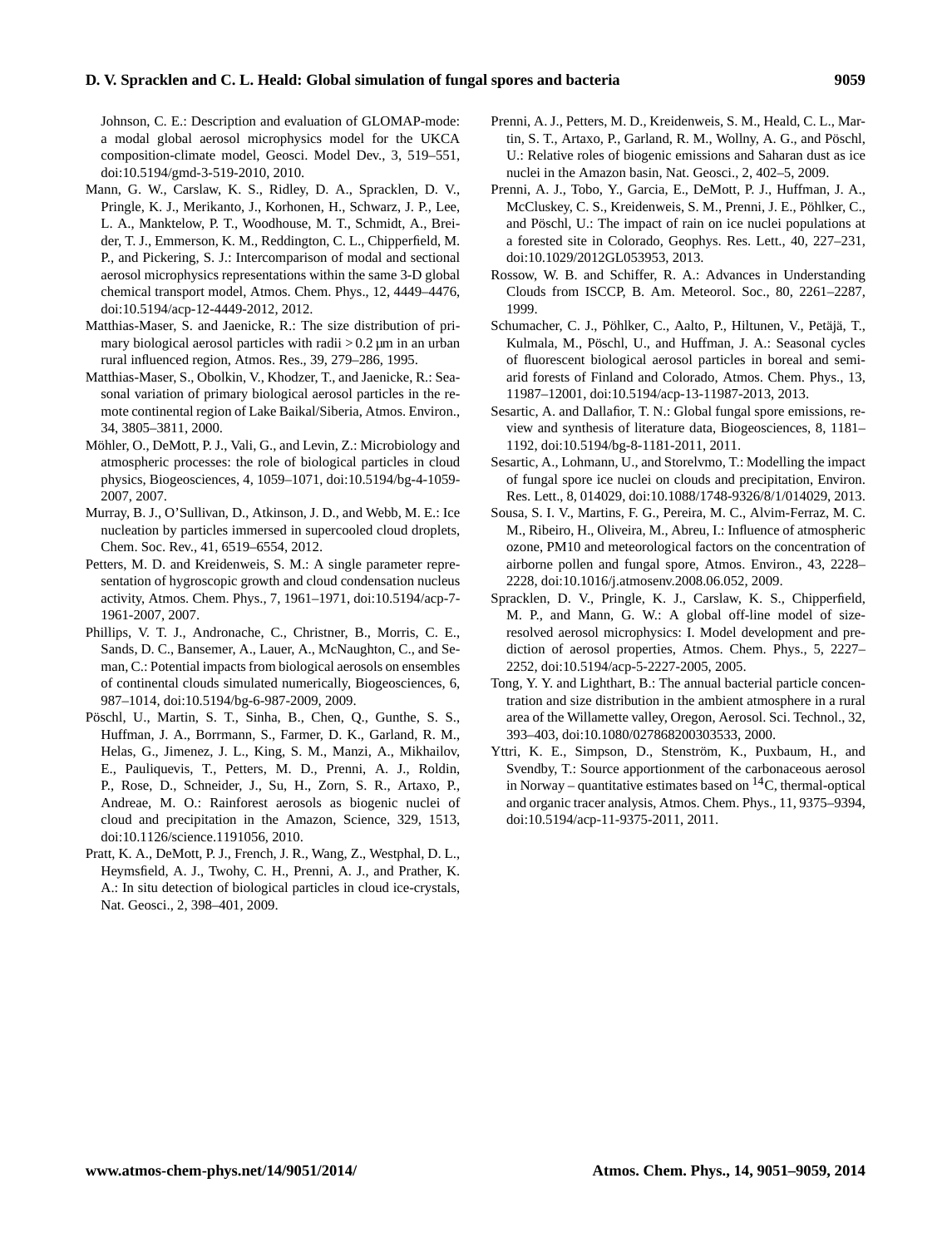Johnson, C. E.: Description and evaluation of GLOMAP-mode: a modal global aerosol microphysics model for the UKCA composition-climate model, Geosci. Model Dev., 3, 519–551, doi:10.5194/gmd-3-519-2010, 2010.

Mann, G. W., Carslaw, K. S., Ridley, D. A., Spracklen, D. V., Pringle, K. J., Merikanto, J., Korhonen, H., Schwarz, J. P., Lee, L. A., Manktelow, P. T., Woodhouse, M. T., Schmidt, A., Breider, T. J., Emmerson, K. M., Reddington, C. L., Chipperfield, M. P., and Pickering, S. J.: Intercomparison of modal and sectional aerosol microphysics representations within the same 3-D global chemical transport model, Atmos. Chem. Phys., 12, 4449–4476, doi:10.5194/acp-12-4449-2012, 2012.

Matthias-Maser, S. and Jaenicke, R.: The size distribution of primary biological aerosol particles with radii > 0.2 µm in an urban rural influenced region, Atmos. Res., 39, 279–286, 1995.

Matthias-Maser, S., Obolkin, V., Khodzer, T., and Jaenicke, R.: Seasonal variation of primary biological aerosol particles in the remote continental region of Lake Baikal/Siberia, Atmos. Environ., 34, 3805–3811, 2000.

Möhler, O., DeMott, P. J., Vali, G., and Levin, Z.: Microbiology and atmospheric processes: the role of biological particles in cloud physics, Biogeosciences, 4, 1059–1071, doi:10.5194/bg-4-1059-2007, 2007.

Murray, B. J., O'Sullivan, D., Atkinson, J. D., and Webb, M. E.: Ice nucleation by particles immersed in supercooled cloud droplets, Chem. Soc. Rev., 41, 6519–6554, 2012.

Petters, M. D. and Kreidenweis, S. M.: A single parameter representation of hygroscopic growth and cloud condensation nucleus activity, Atmos. Chem. Phys., 7, 1961–1971, doi:10.5194/acp-7-1961-2007, 2007.

Phillips, V. T. J., Andronache, C., Christner, B., Morris, C. E., Sands, D. C., Bansemer, A., Lauer, A., McNaughton, C., and Seman, C.: Potential impacts from biological aerosols on ensembles of continental clouds simulated numerically, Biogeosciences, 6, 987–1014, doi:10.5194/bg-6-987-2009, 2009.

Pöschl, U., Martin, S. T., Sinha, B., Chen, Q., Gunthe, S. S., Huffman, J. A., Borrmann, S., Farmer, D. K., Garland, R. M., Helas, G., Jimenez, J. L., King, S. M., Manzi, A., Mikhailov, E., Pauliquevis, T., Petters, M. D., Prenni, A. J., Roldin, P., Rose, D., Schneider, J., Su, H., Zorn, S. R., Artaxo, P., Andreae, M. O.: Rainforest aerosols as biogenic nuclei of cloud and precipitation in the Amazon, Science, 329, 1513, doi:10.1126/science.1191056, 2010.

Pratt, K. A., DeMott, P. J., French, J. R., Wang, Z., Westphal, D. L., Heymsfield, A. J., Twohy, C. H., Prenni, A. J., and Prather, K. A.: In situ detection of biological particles in cloud ice-crystals, Nat. Geosci., 2, 398–401, 2009.

Prenni, A. J., Petters, M. D., Kreidenweis, S. M., Heald, C. L., Martin, S. T., Artaxo, P., Garland, R. M., Wollny, A. G., and Pöschl, U.: Relative roles of biogenic emissions and Saharan dust as ice nuclei in the Amazon basin, Nat. Geosci., 2, 402–5, 2009.

Prenni, A. J., Tobo, Y., Garcia, E., DeMott, P. J., Huffman, J. A., McCluskey, C. S., Kreidenweis, S. M., Prenni, J. E., Pöhlker, C., and Pöschl, U.: The impact of rain on ice nuclei populations at a forested site in Colorado, Geophys. Res. Lett., 40, 227–231, doi:10.1029/2012GL053953, 2013.

Rossow, W. B. and Schiffer, R. A.: Advances in Understanding Clouds from ISCCP, B. Am. Meteorol. Soc., 80, 2261–2287, 1999.

Schumacher, C. J., Pöhlker, C., Aalto, P., Hiltunen, V., Petäjä, T., Kulmala, M., Pöschl, U., and Huffman, J. A.: Seasonal cycles of fluorescent biological aerosol particles in boreal and semi-arid forests of Finland and Colorado, Atmos. Chem. Phys., 13, 11987–12001, doi:10.5194/acp-13-11987-2013, 2013.

Sesartic, A. and Dallafior, T. N.: Global fungal spore emissions, review and synthesis of literature data, Biogeosciences, 8, 1181–1192, doi:10.5194/bg-8-1181-2011, 2011.

Sesartic, A., Lohmann, U., and Storelvmo, T.: Modelling the impact of fungal spore ice nuclei on clouds and precipitation, Environ. Res. Lett., 8, 014029, doi:10.1088/1748-9326/8/1/014029, 2013.

Sousa, S. I. V., Martins, F. G., Pereira, M. C., Alvim-Ferraz, M. C. M., Ribeiro, H., Oliveira, M., Abreu, I.: Influence of atmospheric ozone, PM10 and meteorological factors on the concentration of airborne pollen and fungal spore, Atmos. Environ., 43, 2228–2228, doi:10.1016/j.atmosenv.2008.06.052, 2009.

Spracklen, D. V., Pringle, K. J., Carslaw, K. S., Chipperfield, M. P., and Mann, G. W.: A global off-line model of size-resolved aerosol microphysics: I. Model development and prediction of aerosol properties, Atmos. Chem. Phys., 5, 2227–2252, doi:10.5194/acp-5-2227-2005, 2005.

Tong, Y. Y. and Lighthart, B.: The annual bacterial particle concentration and size distribution in the ambient atmosphere in a rural area of the Willamette valley, Oregon, Aerosol. Sci. Technol., 32, 393–403, doi:10.1080/027868200303533, 2000.

Yttri, K. E., Simpson, D., Stenström, K., Puxbaum, H., and Svendby, T.: Source apportionment of the carbonaceous aerosol in Norway – quantitative estimates based on $^{14}C$, thermal-optical and organic tracer analysis, Atmos. Chem. Phys., 11, 9375–9394, doi:10.5194/acp-11-9375-2011, 2011.